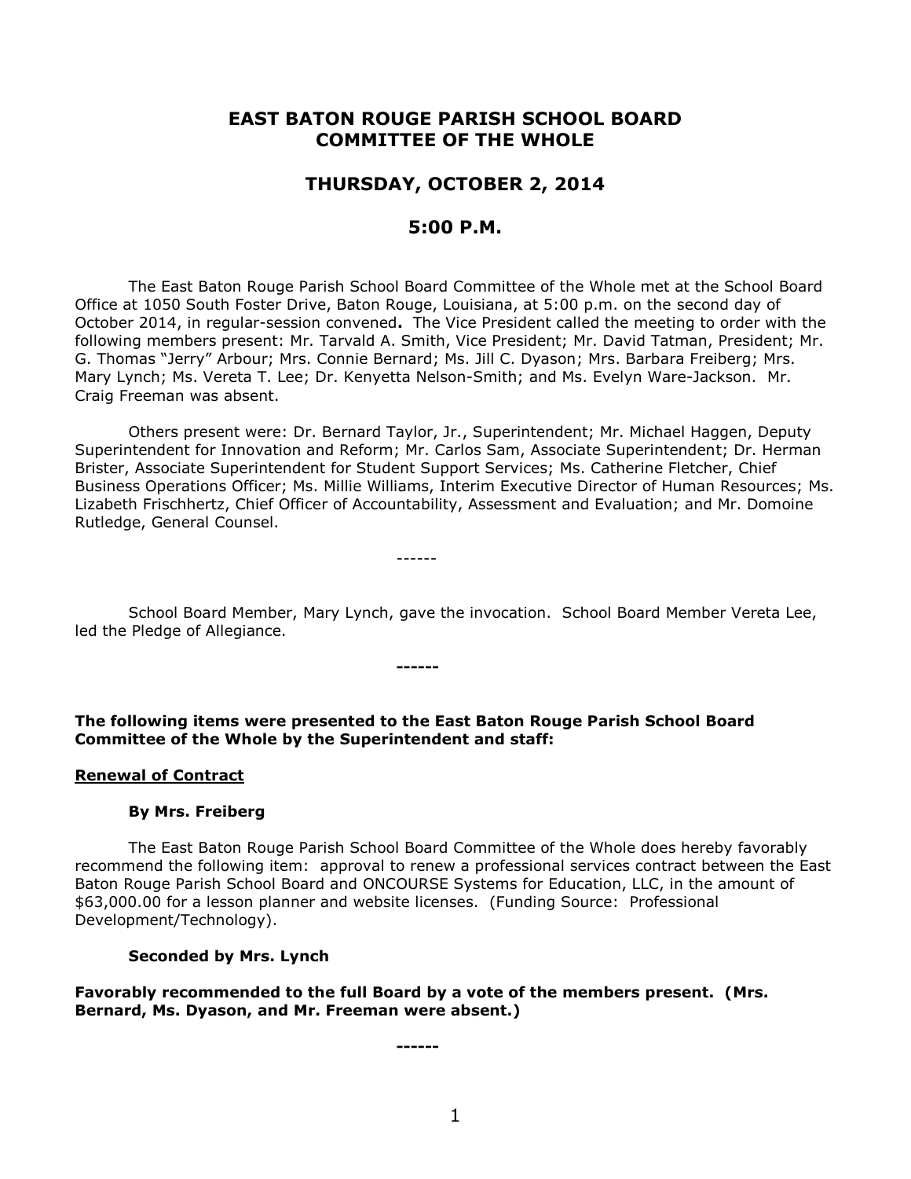# EAST BATON ROUGE PARISH SCHOOL BOARD COMMITTEE OF THE WHOLE

## THURSDAY, OCTOBER 2, 2014

## 5:00 P.M.

The East Baton Rouge Parish School Board Committee of the Whole met at the School Board Office at 1050 South Foster Drive, Baton Rouge, Louisiana, at 5:00 p.m. on the second day of October 2014, in regular-session convened**.** The Vice President called the meeting to order with the following members present: Mr. Tarvald A. Smith, Vice President; Mr. David Tatman, President; Mr. G. Thomas "Jerry" Arbour; Mrs. Connie Bernard; Ms. Jill C. Dyason; Mrs. Barbara Freiberg; Mrs. Mary Lynch; Ms. Vereta T. Lee; Dr. Kenyetta Nelson-Smith; and Ms. Evelyn Ware-Jackson. Mr. Craig Freeman was absent.

Others present were: Dr. Bernard Taylor, Jr., Superintendent; Mr. Michael Haggen, Deputy Superintendent for Innovation and Reform; Mr. Carlos Sam, Associate Superintendent; Dr. Herman Brister, Associate Superintendent for Student Support Services; Ms. Catherine Fletcher, Chief Business Operations Officer; Ms. Millie Williams, Interim Executive Director of Human Resources; Ms. Lizabeth Frischhertz, Chief Officer of Accountability, Assessment and Evaluation; and Mr. Domoine Rutledge, General Counsel.

------

School Board Member, Mary Lynch, gave the invocation. School Board Member Vereta Lee, led the Pledge of Allegiance.

**------**

**The following items were presented to the East Baton Rouge Parish School Board Committee of the Whole by the Superintendent and staff:**

**Renewal of Contract**

**By Mrs. Freiberg**

The East Baton Rouge Parish School Board Committee of the Whole does hereby favorably recommend the following item: approval to renew a professional services contract between the East Baton Rouge Parish School Board and ONCOURSE Systems for Education, LLC, in the amount of $63,000.00 for a lesson planner and website licenses. (Funding Source: Professional Development/Technology).

**Seconded by Mrs. Lynch**

**Favorably recommended to the full Board by a vote of the members present. (Mrs. Bernard, Ms. Dyason, and Mr. Freeman were absent.)**

**------**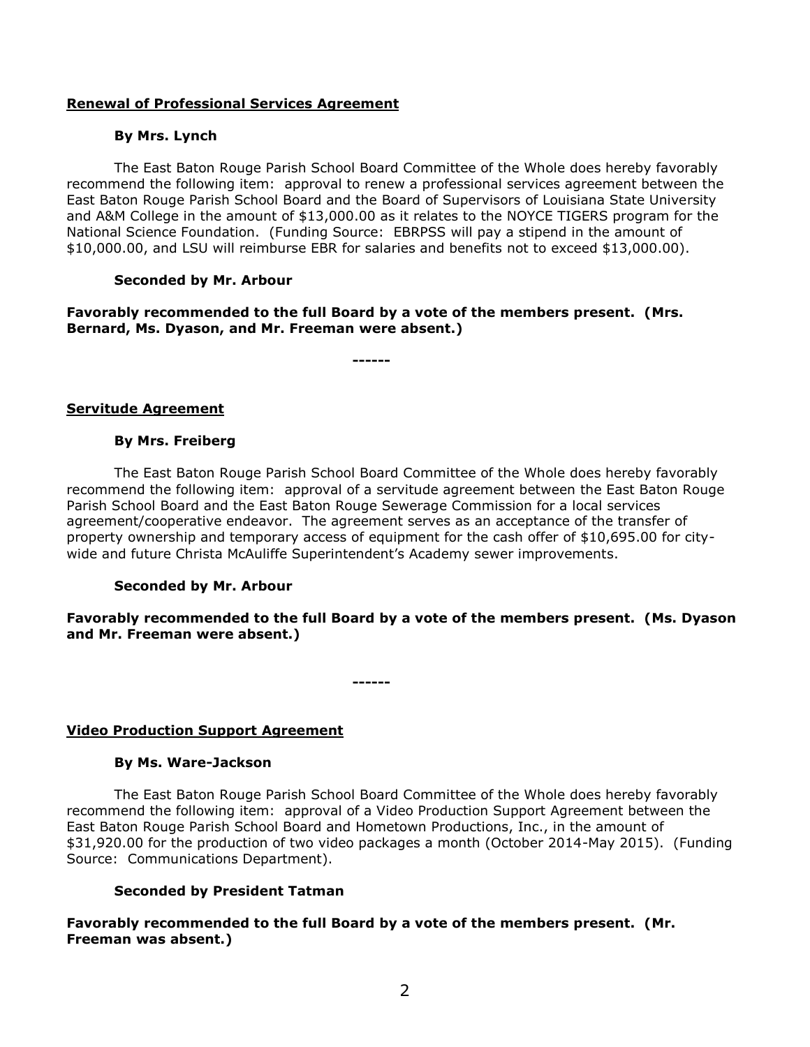**<u>Renewal of Professional Services Agreement</u>**

**By Mrs. Lynch**

The East Baton Rouge Parish School Board Committee of the Whole does hereby favorably recommend the following item: approval to renew a professional services agreement between the East Baton Rouge Parish School Board and the Board of Supervisors of Louisiana State University and A&M College in the amount of $13,000.00 as it relates to the NOYCE TIGERS program for the National Science Foundation. (Funding Source: EBRPSS will pay a stipend in the amount of $10,000.00, and LSU will reimburse EBR for salaries and benefits not to exceed $13,000.00).

**Seconded by Mr. Arbour**

**Favorably recommended to the full Board by a vote of the members present. (Mrs. Bernard, Ms. Dyason, and Mr. Freeman were absent.)**

**------**

**<u>Servitude Agreement</u>**

**By Mrs. Freiberg**

The East Baton Rouge Parish School Board Committee of the Whole does hereby favorably recommend the following item: approval of a servitude agreement between the East Baton Rouge Parish School Board and the East Baton Rouge Sewerage Commission for a local services agreement/cooperative endeavor. The agreement serves as an acceptance of the transfer of property ownership and temporary access of equipment for the cash offer of $10,695.00 for city-wide and future Christa McAuliffe Superintendent's Academy sewer improvements.

**Seconded by Mr. Arbour**

**Favorably recommended to the full Board by a vote of the members present. (Ms. Dyason and Mr. Freeman were absent.)**

**------**

**<u>Video Production Support Agreement</u>**

**By Ms. Ware-Jackson**

The East Baton Rouge Parish School Board Committee of the Whole does hereby favorably recommend the following item: approval of a Video Production Support Agreement between the East Baton Rouge Parish School Board and Hometown Productions, Inc., in the amount of $31,920.00 for the production of two video packages a month (October 2014-May 2015). (Funding Source: Communications Department).

**Seconded by President Tatman**

**Favorably recommended to the full Board by a vote of the members present. (Mr. Freeman was absent.)**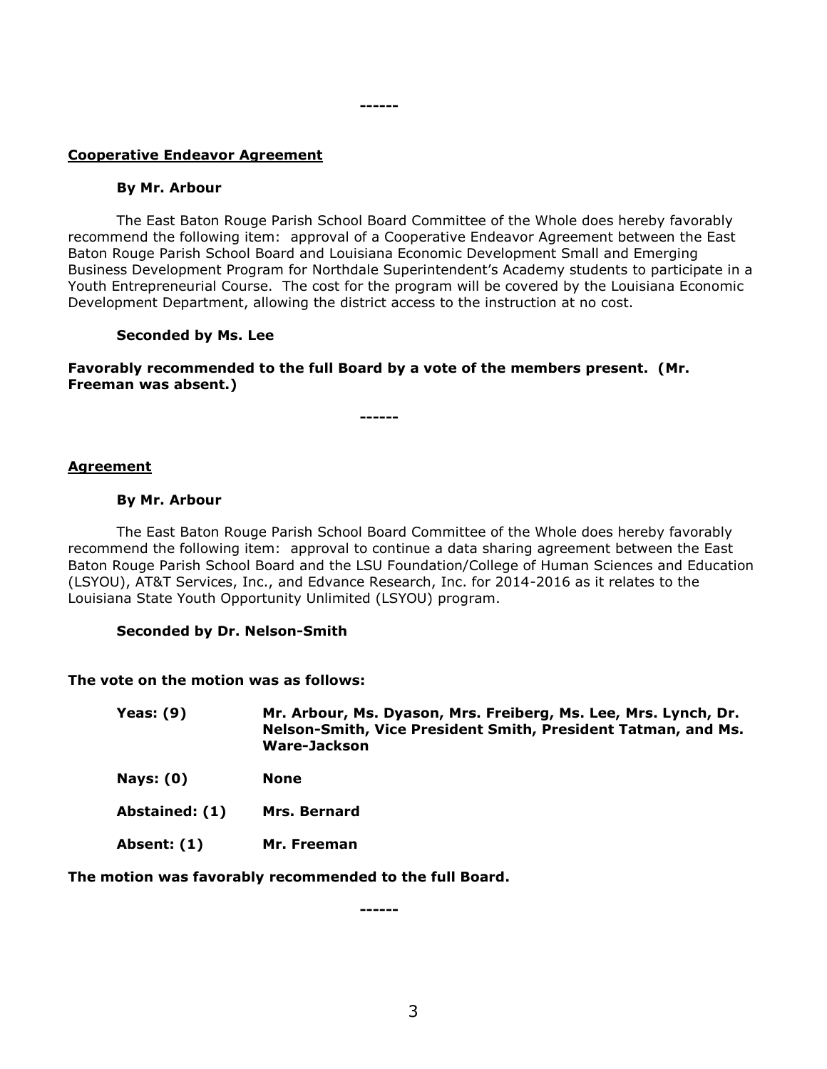------

**Cooperative Endeavor Agreement**

**By Mr. Arbour**

The East Baton Rouge Parish School Board Committee of the Whole does hereby favorably recommend the following item: approval of a Cooperative Endeavor Agreement between the East Baton Rouge Parish School Board and Louisiana Economic Development Small and Emerging Business Development Program for Northdale Superintendent's Academy students to participate in a Youth Entrepreneurial Course. The cost for the program will be covered by the Louisiana Economic Development Department, allowing the district access to the instruction at no cost.

**Seconded by Ms. Lee**

**Favorably recommended to the full Board by a vote of the members present. (Mr. Freeman was absent.)**

------

**Agreement**

**By Mr. Arbour**

The East Baton Rouge Parish School Board Committee of the Whole does hereby favorably recommend the following item: approval to continue a data sharing agreement between the East Baton Rouge Parish School Board and the LSU Foundation/College of Human Sciences and Education (LSYOU), AT&T Services, Inc., and Edvance Research, Inc. for 2014-2016 as it relates to the Louisiana State Youth Opportunity Unlimited (LSYOU) program.

**Seconded by Dr. Nelson-Smith**

**The vote on the motion was as follows:**

| | |
|---|---|
| **Yeas: (9)** | **Mr. Arbour, Ms. Dyason, Mrs. Freiberg, Ms. Lee, Mrs. Lynch, Dr. Nelson-Smith, Vice President Smith, President Tatman, and Ms. Ware-Jackson** |
| **Nays: (0)** | **None** |
| **Abstained: (1)** | **Mrs. Bernard** |
| **Absent: (1)** | **Mr. Freeman** |

**The motion was favorably recommended to the full Board.**

------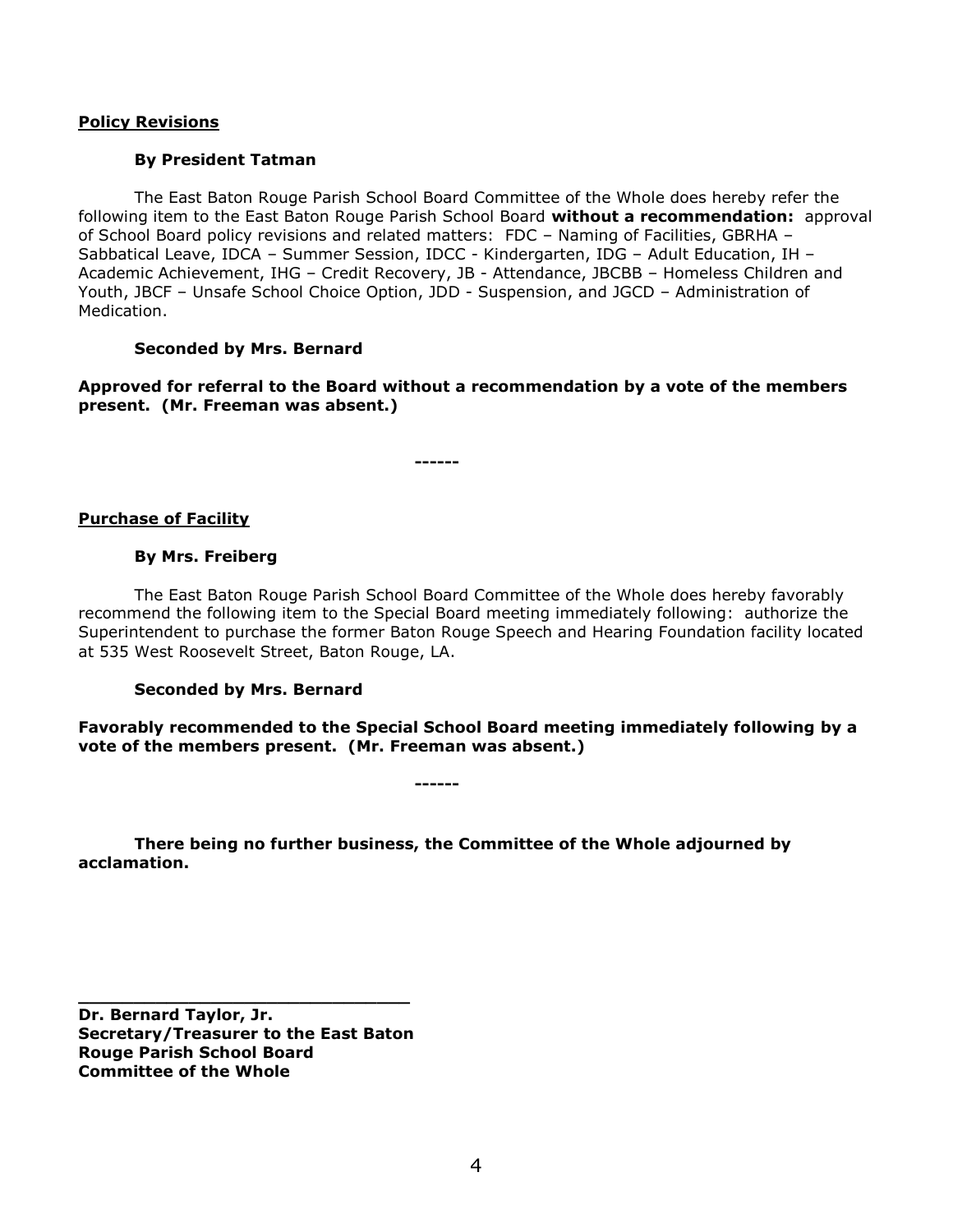**<u>Policy Revisions</u>**

**By President Tatman**

The East Baton Rouge Parish School Board Committee of the Whole does hereby refer the following item to the East Baton Rouge Parish School Board **without a recommendation:** approval of School Board policy revisions and related matters: FDC – Naming of Facilities, GBRHA – Sabbatical Leave, IDCA – Summer Session, IDCC - Kindergarten, IDG – Adult Education, IH – Academic Achievement, IHG – Credit Recovery, JB - Attendance, JBCBB – Homeless Children and Youth, JBCF – Unsafe School Choice Option, JDD - Suspension, and JGCD – Administration of Medication.

**Seconded by Mrs. Bernard**

**Approved for referral to the Board without a recommendation by a vote of the members present. (Mr. Freeman was absent.)**

**------**

**<u>Purchase of Facility</u>**

**By Mrs. Freiberg**

The East Baton Rouge Parish School Board Committee of the Whole does hereby favorably recommend the following item to the Special Board meeting immediately following: authorize the Superintendent to purchase the former Baton Rouge Speech and Hearing Foundation facility located at 535 West Roosevelt Street, Baton Rouge, LA.

**Seconded by Mrs. Bernard**

**Favorably recommended to the Special School Board meeting immediately following by a vote of the members present. (Mr. Freeman was absent.)**

**------**

**There being no further business, the Committee of the Whole adjourned by acclamation.**

\_\_\_\_\_\_\_\_\_\_\_\_\_\_\_\_\_\_\_\_\_\_\_\_\_\_\_\_\_\_\_\_

**Dr. Bernard Taylor, Jr.**
**Secretary/Treasurer to the East Baton Rouge Parish School Board**
**Committee of the Whole**